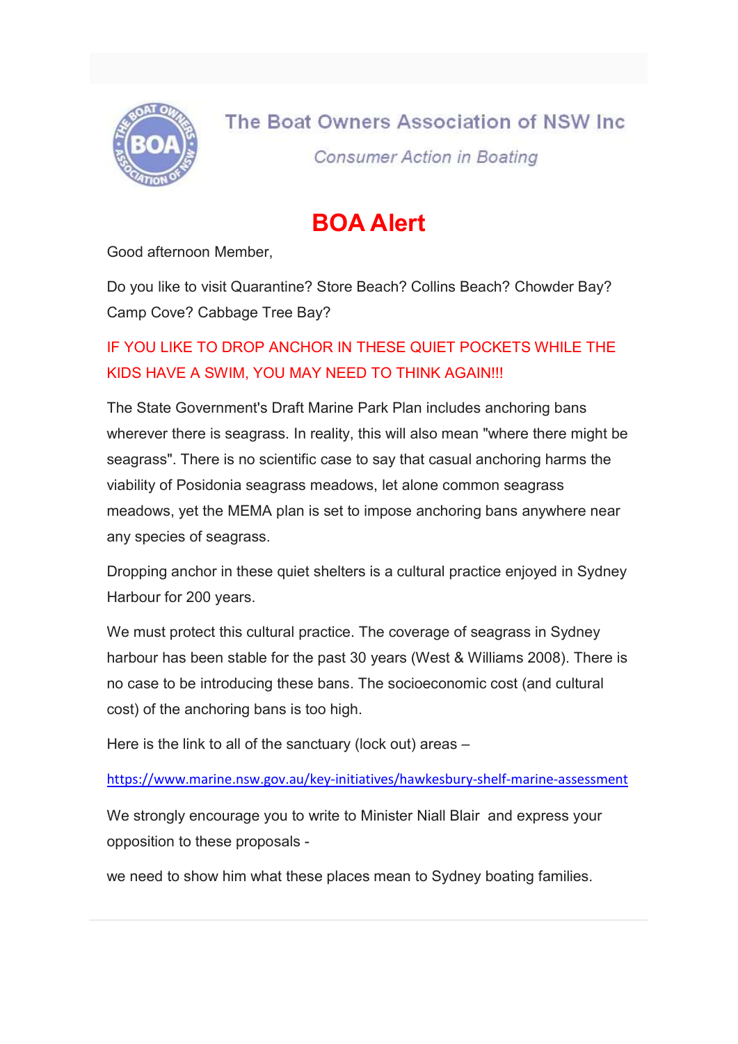The Boat Owners Association of NSW Inc

*Consumer Action in Boating*

# BOA Alert

Good afternoon Member,

Do you like to visit Quarantine? Store Beach? Collins Beach? Chowder Bay? Camp Cove? Cabbage Tree Bay?

IF YOU LIKE TO DROP ANCHOR IN THESE QUIET POCKETS WHILE THE KIDS HAVE A SWIM, YOU MAY NEED TO THINK AGAIN!!!

The State Government's Draft Marine Park Plan includes anchoring bans wherever there is seagrass. In reality, this will also mean "where there might be seagrass". There is no scientific case to say that casual anchoring harms the viability of Posidonia seagrass meadows, let alone common seagrass meadows, yet the MEMA plan is set to impose anchoring bans anywhere near any species of seagrass.

Dropping anchor in these quiet shelters is a cultural practice enjoyed in Sydney Harbour for 200 years.

We must protect this cultural practice. The coverage of seagrass in Sydney harbour has been stable for the past 30 years (West & Williams 2008). There is no case to be introducing these bans. The socioeconomic cost (and cultural cost) of the anchoring bans is too high.

Here is the link to all of the sanctuary (lock out) areas –

https://www.marine.nsw.gov.au/key-initiatives/hawkesbury-shelf-marine-assessment

We strongly encourage you to write to Minister Niall Blair and express your opposition to these proposals -

we need to show him what these places mean to Sydney boating families.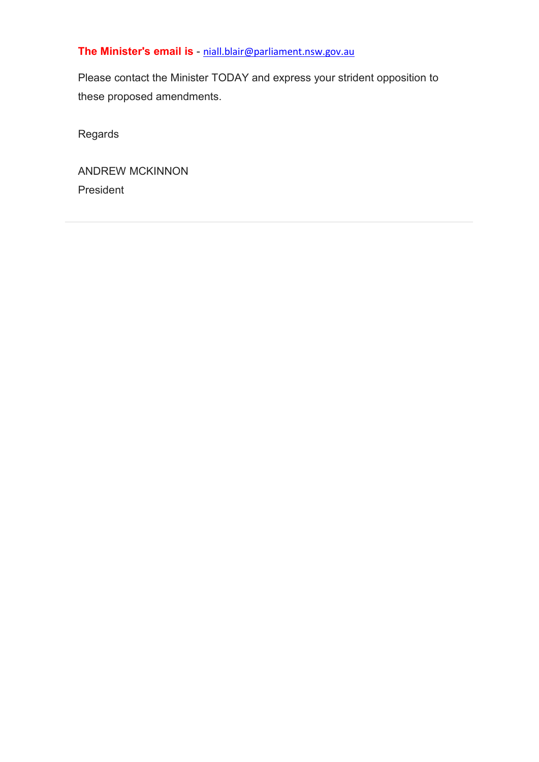**The Minister's email is** - niall.blair@parliament.nsw.gov.au

Please contact the Minister TODAY and express your strident opposition to these proposed amendments.

Regards

ANDREW MCKINNON
President

---